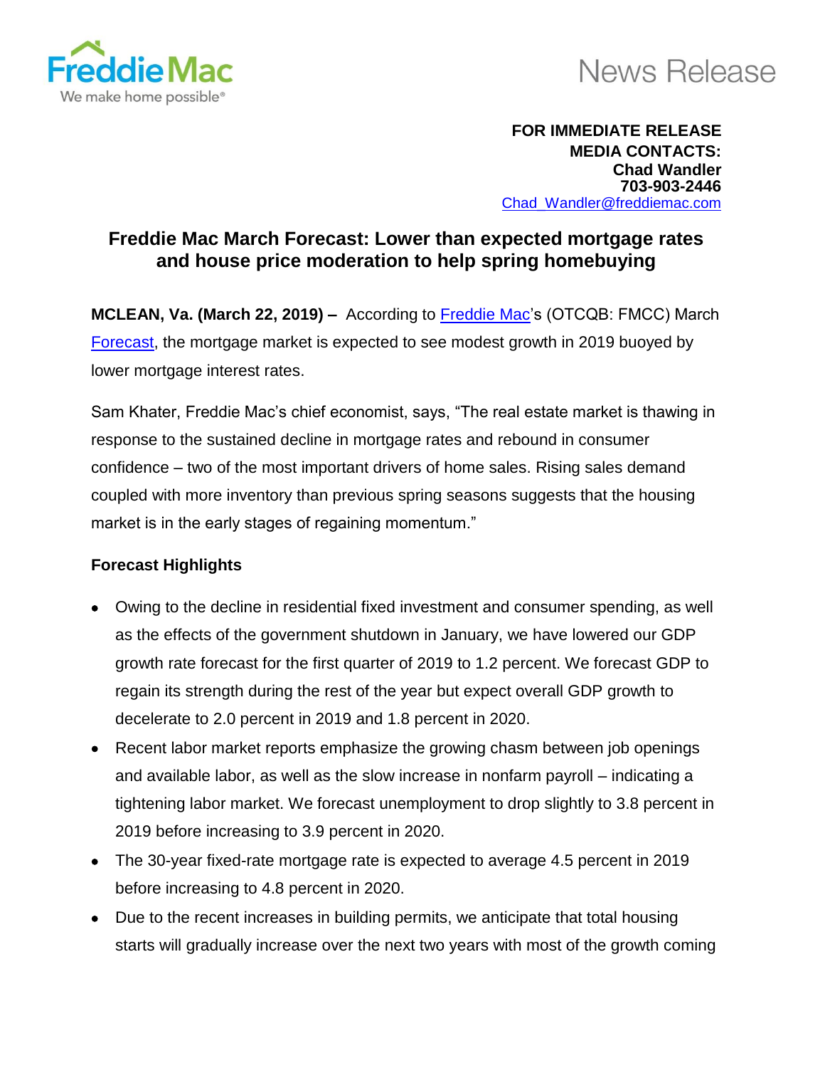Freddie Mac
We make home possible®

News Release

**FOR IMMEDIATE RELEASE**
**MEDIA CONTACTS:**
**Chad Wandler**
**703-903-2446**
Chad_Wandler@freddiemac.com

## Freddie Mac March Forecast: Lower than expected mortgage rates and house price moderation to help spring homebuying

**MCLEAN, Va. (March 22, 2019) –** According to Freddie Mac's (OTCQB: FMCC) March Forecast, the mortgage market is expected to see modest growth in 2019 buoyed by lower mortgage interest rates.

Sam Khater, Freddie Mac's chief economist, says, "The real estate market is thawing in response to the sustained decline in mortgage rates and rebound in consumer confidence – two of the most important drivers of home sales. Rising sales demand coupled with more inventory than previous spring seasons suggests that the housing market is in the early stages of regaining momentum."

**Forecast Highlights**

- Owing to the decline in residential fixed investment and consumer spending, as well as the effects of the government shutdown in January, we have lowered our GDP growth rate forecast for the first quarter of 2019 to 1.2 percent. We forecast GDP to regain its strength during the rest of the year but expect overall GDP growth to decelerate to 2.0 percent in 2019 and 1.8 percent in 2020.
- Recent labor market reports emphasize the growing chasm between job openings and available labor, as well as the slow increase in nonfarm payroll – indicating a tightening labor market. We forecast unemployment to drop slightly to 3.8 percent in 2019 before increasing to 3.9 percent in 2020.
- The 30-year fixed-rate mortgage rate is expected to average 4.5 percent in 2019 before increasing to 4.8 percent in 2020.
- Due to the recent increases in building permits, we anticipate that total housing starts will gradually increase over the next two years with most of the growth coming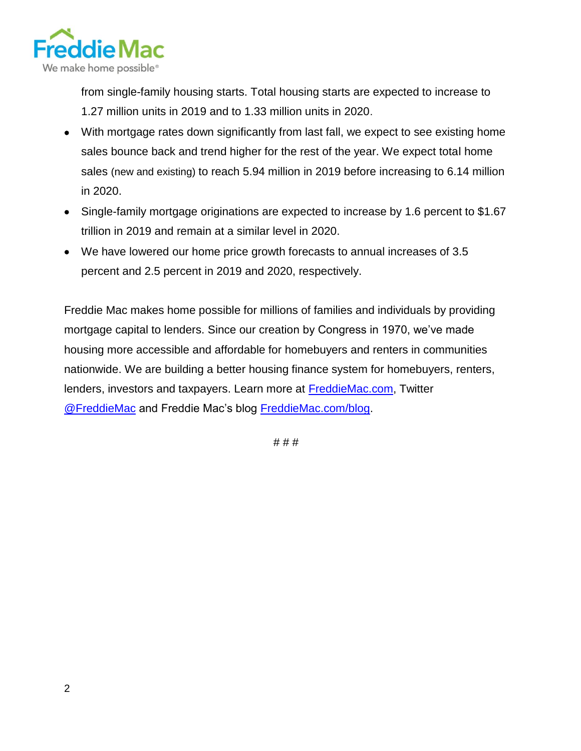from single-family housing starts. Total housing starts are expected to increase to 1.27 million units in 2019 and to 1.33 million units in 2020.

- With mortgage rates down significantly from last fall, we expect to see existing home sales bounce back and trend higher for the rest of the year. We expect total home sales (new and existing) to reach 5.94 million in 2019 before increasing to 6.14 million in 2020.
- Single-family mortgage originations are expected to increase by 1.6 percent to $1.67 trillion in 2019 and remain at a similar level in 2020.
- We have lowered our home price growth forecasts to annual increases of 3.5 percent and 2.5 percent in 2019 and 2020, respectively.

Freddie Mac makes home possible for millions of families and individuals by providing mortgage capital to lenders. Since our creation by Congress in 1970, we've made housing more accessible and affordable for homebuyers and renters in communities nationwide. We are building a better housing finance system for homebuyers, renters, lenders, investors and taxpayers. Learn more at [FreddieMac.com](FreddieMac.com), Twitter [@FreddieMac](@FreddieMac) and Freddie Mac's blog [FreddieMac.com/blog](FreddieMac.com/blog).

# # #